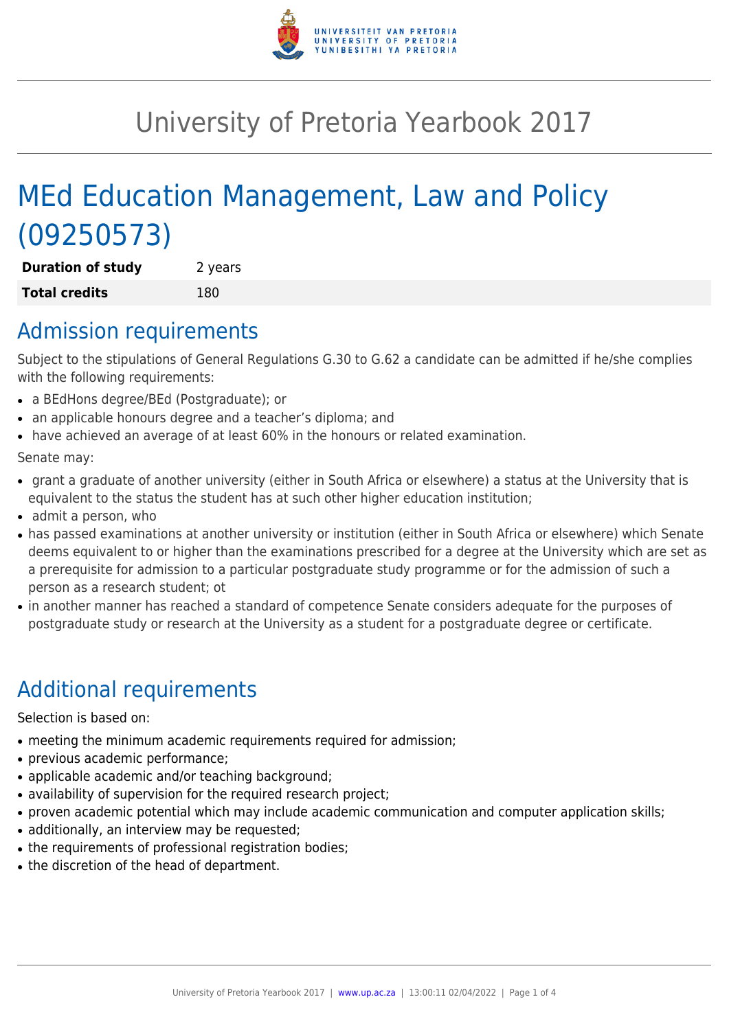# University of Pretoria Yearbook 2017

# MEd Education Management, Law and Policy (09250573)

| **Duration of study** | 2 years |
|---|---|
| **Total credits** | 180 |

## Admission requirements

Subject to the stipulations of General Regulations G.30 to G.62 a candidate can be admitted if he/she complies with the following requirements:

- a BEdHons degree/BEd (Postgraduate); or
- an applicable honours degree and a teacher's diploma; and
- have achieved an average of at least 60% in the honours or related examination.

Senate may:

- grant a graduate of another university (either in South Africa or elsewhere) a status at the University that is equivalent to the status the student has at such other higher education institution;
- admit a person, who
- has passed examinations at another university or institution (either in South Africa or elsewhere) which Senate deems equivalent to or higher than the examinations prescribed for a degree at the University which are set as a prerequisite for admission to a particular postgraduate study programme or for the admission of such a person as a research student; ot
- in another manner has reached a standard of competence Senate considers adequate for the purposes of postgraduate study or research at the University as a student for a postgraduate degree or certificate.

## Additional requirements

Selection is based on:

- meeting the minimum academic requirements required for admission;
- previous academic performance;
- applicable academic and/or teaching background;
- availability of supervision for the required research project;
- proven academic potential which may include academic communication and computer application skills;
- additionally, an interview may be requested;
- the requirements of professional registration bodies;
- the discretion of the head of department.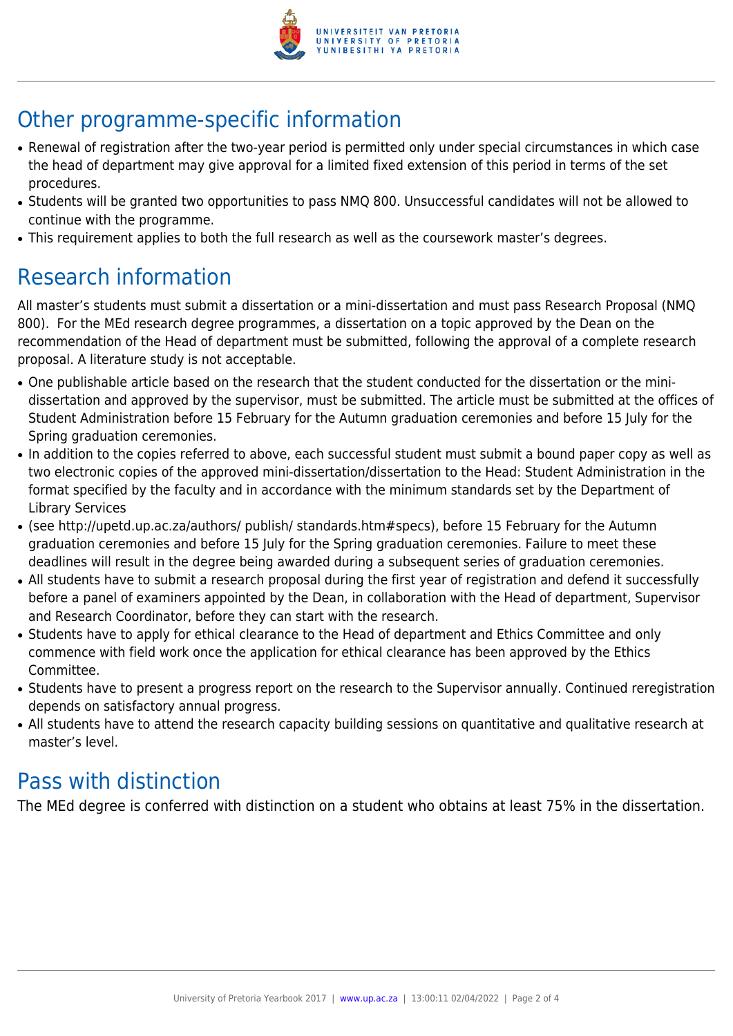## Other programme-specific information

- Renewal of registration after the two-year period is permitted only under special circumstances in which case the head of department may give approval for a limited fixed extension of this period in terms of the set procedures.
- Students will be granted two opportunities to pass NMQ 800. Unsuccessful candidates will not be allowed to continue with the programme.
- This requirement applies to both the full research as well as the coursework master's degrees.

## Research information

All master's students must submit a dissertation or a mini-dissertation and must pass Research Proposal (NMQ 800). For the MEd research degree programmes, a dissertation on a topic approved by the Dean on the recommendation of the Head of department must be submitted, following the approval of a complete research proposal. A literature study is not acceptable.

- One publishable article based on the research that the student conducted for the dissertation or the mini-dissertation and approved by the supervisor, must be submitted. The article must be submitted at the offices of Student Administration before 15 February for the Autumn graduation ceremonies and before 15 July for the Spring graduation ceremonies.
- In addition to the copies referred to above, each successful student must submit a bound paper copy as well as two electronic copies of the approved mini-dissertation/dissertation to the Head: Student Administration in the format specified by the faculty and in accordance with the minimum standards set by the Department of Library Services
- (see http://upetd.up.ac.za/authors/ publish/ standards.htm#specs), before 15 February for the Autumn graduation ceremonies and before 15 July for the Spring graduation ceremonies. Failure to meet these deadlines will result in the degree being awarded during a subsequent series of graduation ceremonies.
- All students have to submit a research proposal during the first year of registration and defend it successfully before a panel of examiners appointed by the Dean, in collaboration with the Head of department, Supervisor and Research Coordinator, before they can start with the research.
- Students have to apply for ethical clearance to the Head of department and Ethics Committee and only commence with field work once the application for ethical clearance has been approved by the Ethics Committee.
- Students have to present a progress report on the research to the Supervisor annually. Continued reregistration depends on satisfactory annual progress.
- All students have to attend the research capacity building sessions on quantitative and qualitative research at master's level.

## Pass with distinction

The MEd degree is conferred with distinction on a student who obtains at least 75% in the dissertation.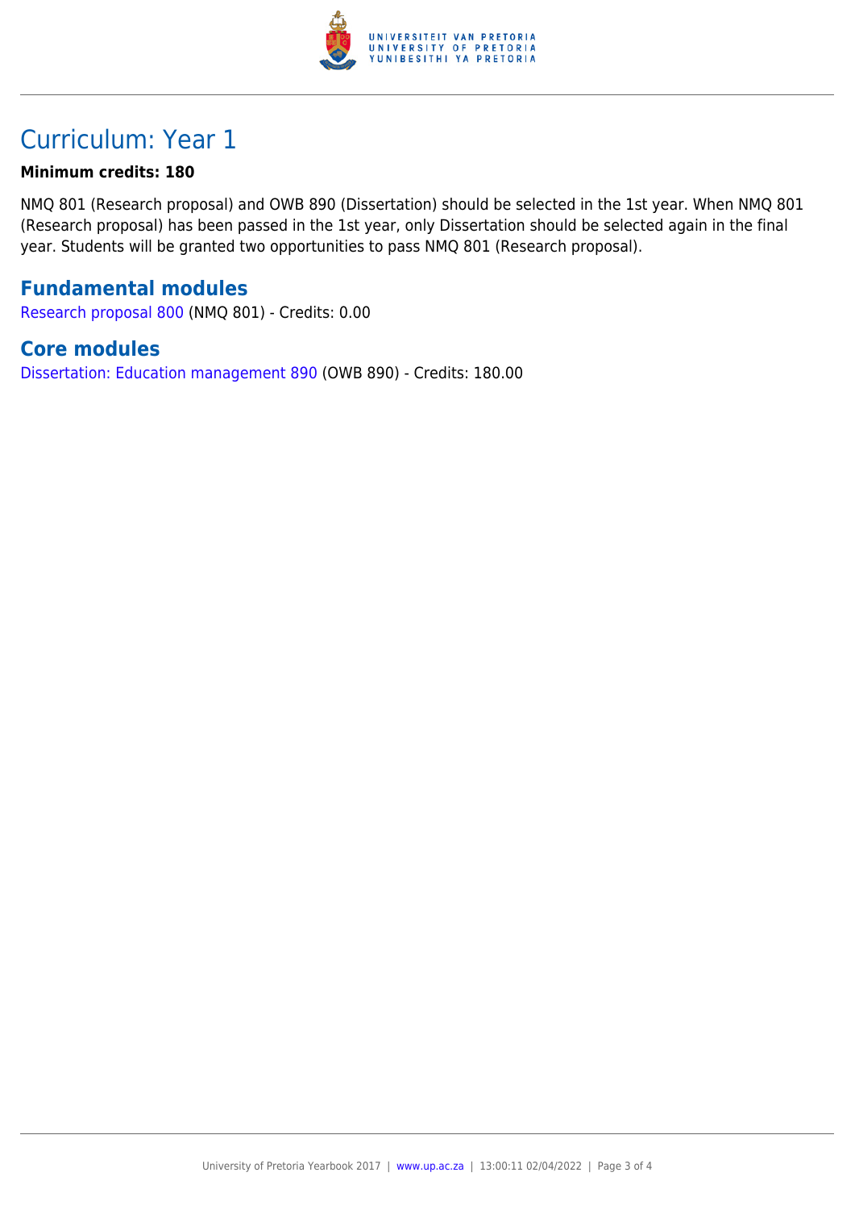# Curriculum: Year 1

**Minimum credits: 180**

NMQ 801 (Research proposal) and OWB 890 (Dissertation) should be selected in the 1st year. When NMQ 801 (Research proposal) has been passed in the 1st year, only Dissertation should be selected again in the final year. Students will be granted two opportunities to pass NMQ 801 (Research proposal).

## Fundamental modules

Research proposal 800 (NMQ 801) - Credits: 0.00

## Core modules

Dissertation: Education management 890 (OWB 890) - Credits: 180.00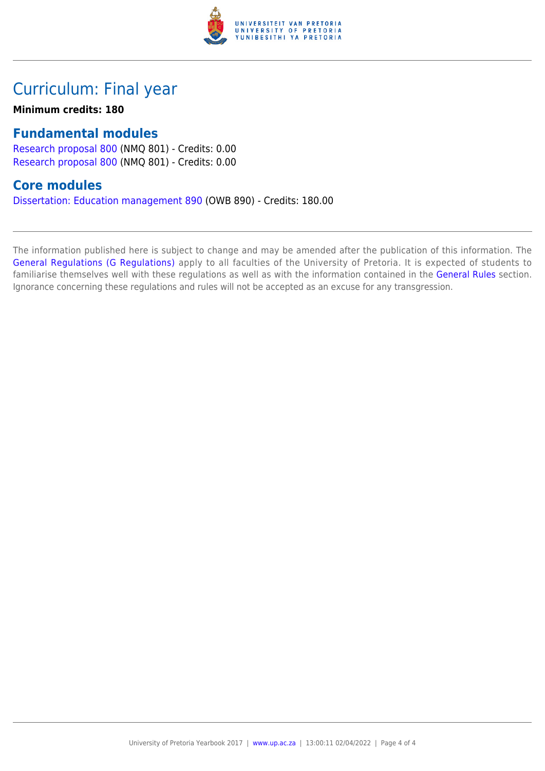# Curriculum: Final year

**Minimum credits: 180**

## Fundamental modules

Research proposal 800 (NMQ 801) - Credits: 0.00
Research proposal 800 (NMQ 801) - Credits: 0.00

## Core modules

Dissertation: Education management 890 (OWB 890) - Credits: 180.00

The information published here is subject to change and may be amended after the publication of this information. The General Regulations (G Regulations) apply to all faculties of the University of Pretoria. It is expected of students to familiarise themselves well with these regulations as well as with the information contained in the General Rules section. Ignorance concerning these regulations and rules will not be accepted as an excuse for any transgression.